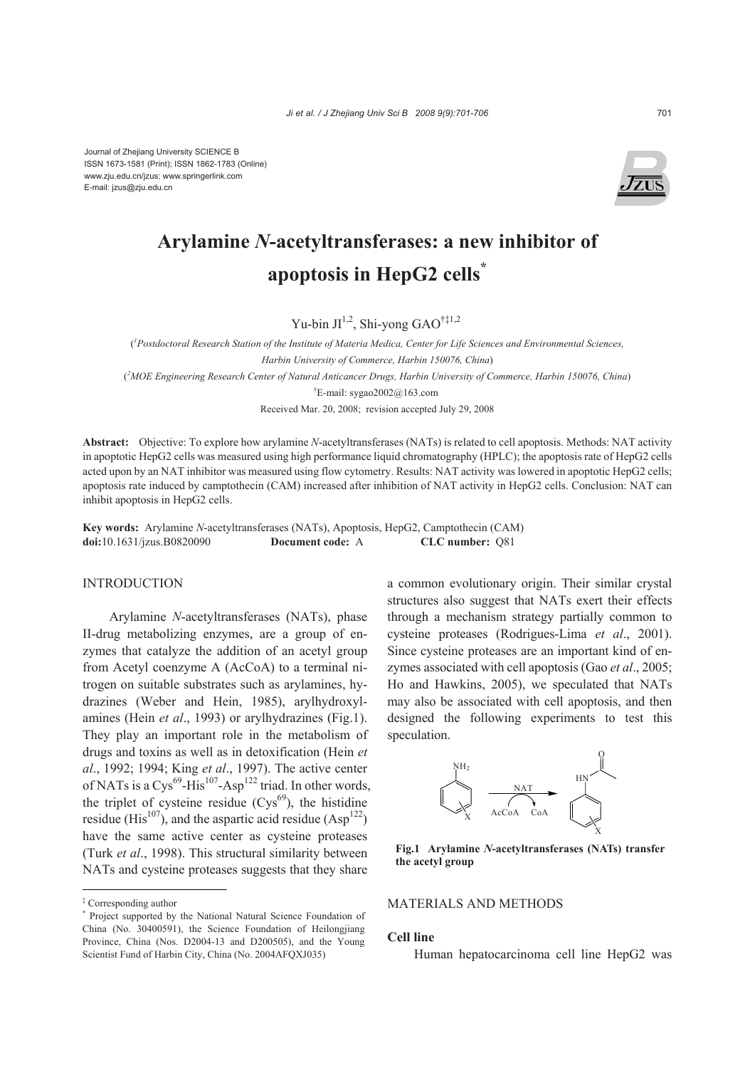Journal of Zhejiang University SCIENCE B
ISSN 1673-1581 (Print); ISSN 1862-1783 (Online)
www.zju.edu.cn/jzus; www.springerlink.com
E-mail: jzus@zju.edu.cn

# Arylamine *N*-acetyltransferases: a new inhibitor of apoptosis in HepG2 cells*

Yu-bin JI[1,2], Shi-yong GAO[†‡1,2]

([1]*Postdoctoral Research Station of the Institute of Materia Medica, Center for Life Sciences and Environmental Sciences, Harbin University of Commerce, Harbin 150076, China*)

([2]*MOE Engineering Research Center of Natural Anticancer Drugs, Harbin University of Commerce, Harbin 150076, China*)

[†]E-mail: sygao2002@163.com

Received Mar. 20, 2008; revision accepted July 29, 2008

**Abstract:** Objective: To explore how arylamine *N*-acetyltransferases (NATs) is related to cell apoptosis. Methods: NAT activity in apoptotic HepG2 cells was measured using high performance liquid chromatography (HPLC); the apoptosis rate of HepG2 cells acted upon by an NAT inhibitor was measured using flow cytometry. Results: NAT activity was lowered in apoptotic HepG2 cells; apoptosis rate induced by camptothecin (CAM) increased after inhibition of NAT activity in HepG2 cells. Conclusion: NAT can inhibit apoptosis in HepG2 cells.

**Key words:** Arylamine *N*-acetyltransferases (NATs), Apoptosis, HepG2, Camptothecin (CAM)
**doi:**10.1631/jzus.B0820090 **Document code:** A **CLC number:** Q81

## INTRODUCTION

Arylamine *N*-acetyltransferases (NATs), phase II-drug metabolizing enzymes, are a group of enzymes that catalyze the addition of an acetyl group from Acetyl coenzyme A (AcCoA) to a terminal nitrogen on suitable substrates such as arylamines, hydrazines (Weber and Hein, 1985), arylhydroxylamines (Hein *et al*., 1993) or arylhydrazines (Fig.1). They play an important role in the metabolism of drugs and toxins as well as in detoxification (Hein *et al*., 1992; 1994; King *et al*., 1997). The active center of NATs is a $Cys^{69}$-$His^{107}$-$Asp^{122}$ triad. In other words, the triplet of cysteine residue ($Cys^{69}$), the histidine residue ($His^{107}$), and the aspartic acid residue ($Asp^{122}$) have the same active center as cysteine proteases (Turk *et al*., 1998). This structural similarity between NATs and cysteine proteases suggests that they share a common evolutionary origin. Their similar crystal structures also suggest that NATs exert their effects through a mechanism strategy partially common to cysteine proteases (Rodrigues-Lima *et al*., 2001). Since cysteine proteases are an important kind of enzymes associated with cell apoptosis (Gao *et al*., 2005; Ho and Hawkins, 2005), we speculated that NATs may also be associated with cell apoptosis, and then designed the following experiments to test this speculation.

**Fig.1 Arylamine *N*-acetyltransferases (NATs) transfer the acetyl group**

## MATERIALS AND METHODS

### Cell line

Human hepatocarcinoma cell line HepG2 was

[‡] Corresponding author
[*] Project supported by the National Natural Science Foundation of China (No. 30400591), the Science Foundation of Heilongjiang Province, China (Nos. D2004-13 and D200505), and the Young Scientist Fund of Harbin City, China (No. 2004AFQXJ035)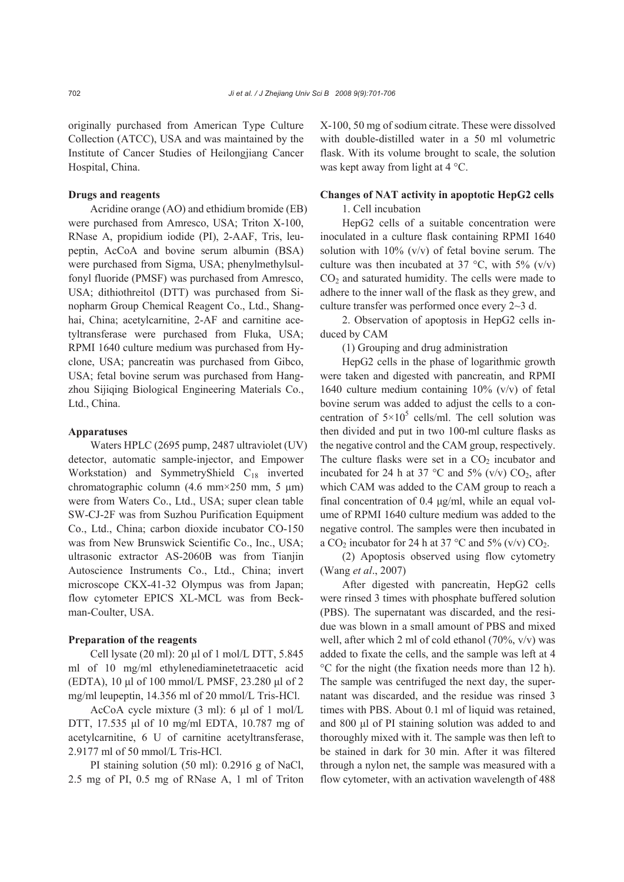originally purchased from American Type Culture Collection (ATCC), USA and was maintained by the Institute of Cancer Studies of Heilongjiang Cancer Hospital, China.

### Drugs and reagents

Acridine orange (AO) and ethidium bromide (EB) were purchased from Amresco, USA; Triton X-100, RNase A, propidium iodide (PI), 2-AAF, Tris, leupeptin, AcCoA and bovine serum albumin (BSA) were purchased from Sigma, USA; phenylmethylsulfonyl fluoride (PMSF) was purchased from Amresco, USA; dithiothreitol (DTT) was purchased from Sinopharm Group Chemical Reagent Co., Ltd., Shanghai, China; acetylcarnitine, 2-AF and carnitine acetyltransferase were purchased from Fluka, USA; RPMI 1640 culture medium was purchased from Hyclone, USA; pancreatin was purchased from Gibco, USA; fetal bovine serum was purchased from Hangzhou Sijiqing Biological Engineering Materials Co., Ltd., China.

### Apparatuses

Waters HPLC (2695 pump, 2487 ultraviolet (UV) detector, automatic sample-injector, and Empower Workstation) and SymmetryShield $C_{18}$ inverted chromatographic column (4.6 mm×250 mm, 5 μm) were from Waters Co., Ltd., USA; super clean table SW-CJ-2F was from Suzhou Purification Equipment Co., Ltd., China; carbon dioxide incubator CO-150 was from New Brunswick Scientific Co., Inc., USA; ultrasonic extractor AS-2060B was from Tianjin Autoscience Instruments Co., Ltd., China; invert microscope CKX-41-32 Olympus was from Japan; flow cytometer EPICS XL-MCL was from Beckman-Coulter, USA.

### Preparation of the reagents

Cell lysate (20 ml): 20 μl of 1 mol/L DTT, 5.845 ml of 10 mg/ml ethylenediaminetetraacetic acid (EDTA), 10 μl of 100 mmol/L PMSF, 23.280 μl of 2 mg/ml leupeptin, 14.356 ml of 20 mmol/L Tris-HCl.

AcCoA cycle mixture (3 ml): 6 μl of 1 mol/L DTT, 17.535 μl of 10 mg/ml EDTA, 10.787 mg of acetylcarnitine, 6 U of carnitine acetyltransferase, 2.9177 ml of 50 mmol/L Tris-HCl.

PI staining solution (50 ml): 0.2916 g of NaCl, 2.5 mg of PI, 0.5 mg of RNase A, 1 ml of Triton X-100, 50 mg of sodium citrate. These were dissolved with double-distilled water in a 50 ml volumetric flask. With its volume brought to scale, the solution was kept away from light at 4 °C.

### Changes of NAT activity in apoptotic HepG2 cells

1. Cell incubation

HepG2 cells of a suitable concentration were inoculated in a culture flask containing RPMI 1640 solution with 10% (v/v) of fetal bovine serum. The culture was then incubated at 37 °C, with 5% (v/v) $CO_2$ and saturated humidity. The cells were made to adhere to the inner wall of the flask as they grew, and culture transfer was performed once every 2~3 d.

2. Observation of apoptosis in HepG2 cells induced by CAM

(1) Grouping and drug administration

HepG2 cells in the phase of logarithmic growth were taken and digested with pancreatin, and RPMI 1640 culture medium containing 10% (v/v) of fetal bovine serum was added to adjust the cells to a concentration of $5\times10^5$ cells/ml. The cell solution was then divided and put in two 100-ml culture flasks as the negative control and the CAM group, respectively. The culture flasks were set in a $CO_2$ incubator and incubated for 24 h at 37 °C and 5% (v/v) $CO_2$, after which CAM was added to the CAM group to reach a final concentration of 0.4 μg/ml, while an equal volume of RPMI 1640 culture medium was added to the negative control. The samples were then incubated in a $CO_2$ incubator for 24 h at 37 °C and 5% (v/v) $CO_2$.

(2) Apoptosis observed using flow cytometry (Wang *et al*., 2007)

After digested with pancreatin, HepG2 cells were rinsed 3 times with phosphate buffered solution (PBS). The supernatant was discarded, and the residue was blown in a small amount of PBS and mixed well, after which 2 ml of cold ethanol (70%, v/v) was added to fixate the cells, and the sample was left at 4 °C for the night (the fixation needs more than 12 h). The sample was centrifuged the next day, the supernatant was discarded, and the residue was rinsed 3 times with PBS. About 0.1 ml of liquid was retained, and 800 μl of PI staining solution was added to and thoroughly mixed with it. The sample was then left to be stained in dark for 30 min. After it was filtered through a nylon net, the sample was measured with a flow cytometer, with an activation wavelength of 488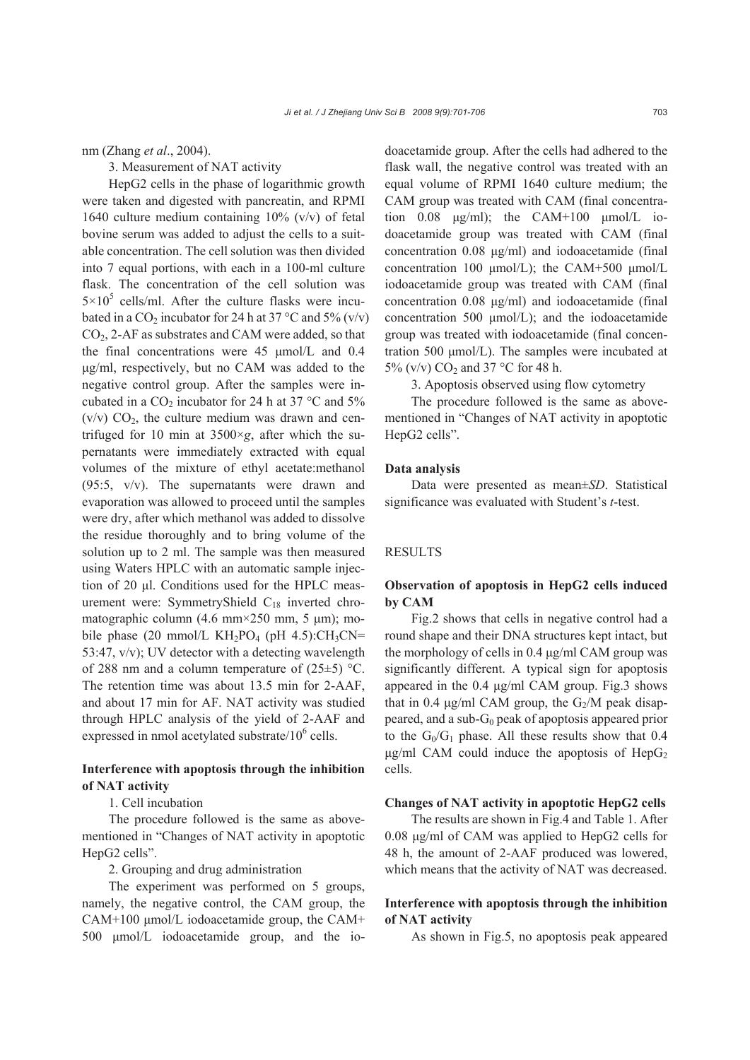nm (Zhang *et al*., 2004).

3. Measurement of NAT activity

HepG2 cells in the phase of logarithmic growth were taken and digested with pancreatin, and RPMI 1640 culture medium containing 10% (v/v) of fetal bovine serum was added to adjust the cells to a suitable concentration. The cell solution was then divided into 7 equal portions, with each in a 100-ml culture flask. The concentration of the cell solution was $5\times10^5$ cells/ml. After the culture flasks were incubated in a $CO_2$ incubator for 24 h at 37 °C and 5% (v/v) $CO_2$, 2-AF as substrates and CAM were added, so that the final concentrations were 45 μmol/L and 0.4 μg/ml, respectively, but no CAM was added to the negative control group. After the samples were incubated in a $CO_2$ incubator for 24 h at 37 °C and 5% (v/v) $CO_2$, the culture medium was drawn and centrifuged for 10 min at 3500×*g*, after which the supernatants were immediately extracted with equal volumes of the mixture of ethyl acetate:methanol (95:5, v/v). The supernatants were drawn and evaporation was allowed to proceed until the samples were dry, after which methanol was added to dissolve the residue thoroughly and to bring volume of the solution up to 2 ml. The sample was then measured using Waters HPLC with an automatic sample injection of 20 μl. Conditions used for the HPLC measurement were: SymmetryShield $C_{18}$ inverted chromatographic column (4.6 mm×250 mm, 5 μm); mobile phase (20 mmol/L $KH_2PO_4$ (pH 4.5):$CH_3CN$= 53:47, v/v); UV detector with a detecting wavelength of 288 nm and a column temperature of (25±5) °C. The retention time was about 13.5 min for 2-AAF, and about 17 min for AF. NAT activity was studied through HPLC analysis of the yield of 2-AAF and expressed in nmol acetylated substrate/$10^6$ cells.

### Interference with apoptosis through the inhibition of NAT activity

1. Cell incubation

The procedure followed is the same as abovementioned in "Changes of NAT activity in apoptotic HepG2 cells".

2. Grouping and drug administration

The experiment was performed on 5 groups, namely, the negative control, the CAM group, the CAM+100 μmol/L iodoacetamide group, the CAM+ 500 μmol/L iodoacetamide group, and the iodoacetamide group. After the cells had adhered to the flask wall, the negative control was treated with an equal volume of RPMI 1640 culture medium; the CAM group was treated with CAM (final concentration 0.08 μg/ml); the CAM+100 μmol/L iodoacetamide group was treated with CAM (final concentration 0.08 μg/ml) and iodoacetamide (final concentration 100 μmol/L); the CAM+500 μmol/L iodoacetamide group was treated with CAM (final concentration 0.08 μg/ml) and iodoacetamide (final concentration 500 μmol/L); and the iodoacetamide group was treated with iodoacetamide (final concentration 500 μmol/L). The samples were incubated at 5% (v/v) $CO_2$ and 37 °C for 48 h.

3. Apoptosis observed using flow cytometry

The procedure followed is the same as abovementioned in "Changes of NAT activity in apoptotic HepG2 cells".

### Data analysis

Data were presented as mean±*SD*. Statistical significance was evaluated with Student's *t*-test.

## RESULTS

### Observation of apoptosis in HepG2 cells induced by CAM

Fig.2 shows that cells in negative control had a round shape and their DNA structures kept intact, but the morphology of cells in 0.4 μg/ml CAM group was significantly different. A typical sign for apoptosis appeared in the 0.4 μg/ml CAM group. Fig.3 shows that in 0.4 μg/ml CAM group, the $G_2$/M peak disappeared, and a sub-$G_0$ peak of apoptosis appeared prior to the $G_0$/$G_1$ phase. All these results show that 0.4 μg/ml CAM could induce the apoptosis of $HepG_2$ cells.

### Changes of NAT activity in apoptotic HepG2 cells

The results are shown in Fig.4 and Table 1. After 0.08 μg/ml of CAM was applied to HepG2 cells for 48 h, the amount of 2-AAF produced was lowered, which means that the activity of NAT was decreased.

### Interference with apoptosis through the inhibition of NAT activity

As shown in Fig.5, no apoptosis peak appeared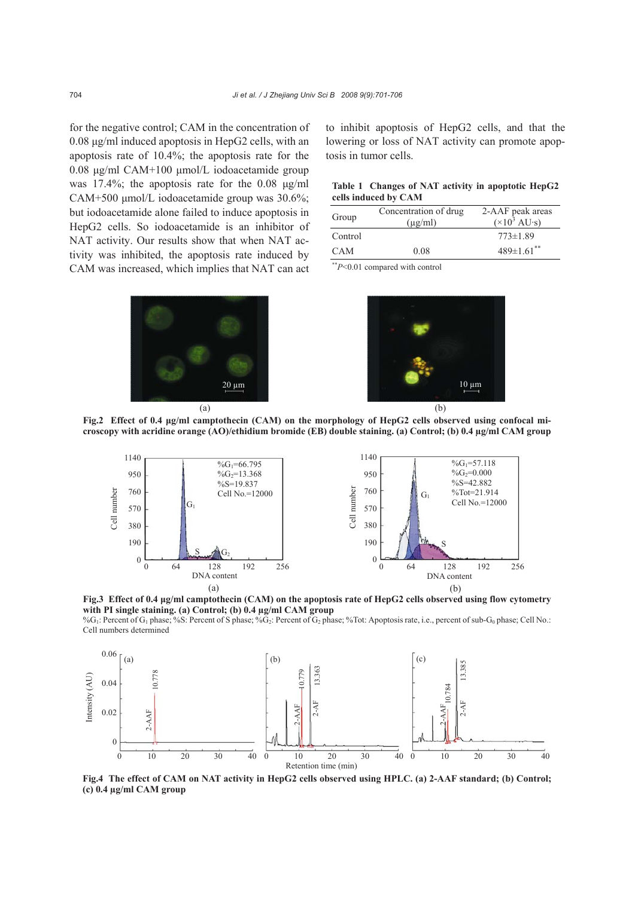for the negative control; CAM in the concentration of 0.08 μg/ml induced apoptosis in HepG2 cells, with an apoptosis rate of 10.4%; the apoptosis rate for the 0.08 μg/ml CAM+100 μmol/L iodoacetamide group was 17.4%; the apoptosis rate for the 0.08 μg/ml CAM+500 μmol/L iodoacetamide group was 30.6%; but iodoacetamide alone failed to induce apoptosis in HepG2 cells. So iodoacetamide is an inhibitor of NAT activity. Our results show that when NAT activity was inhibited, the apoptosis rate induced by CAM was increased, which implies that NAT can act to inhibit apoptosis of HepG2 cells, and that the lowering or loss of NAT activity can promote apoptosis in tumor cells.

**Table 1 Changes of NAT activity in apoptotic HepG2 cells induced by CAM**

| Group | Concentration of drug (μg/ml) | 2-AAF peak areas ($\times10^3$ AU·s) |
|---|---|---|
| Control | | 773±1.89 |
| CAM | 0.08 | 489±1.61$^{**}$ |

$^{**}P<0.01$ compared with control

**Fig.2 Effect of 0.4 μg/ml camptothecin (CAM) on the morphology of HepG2 cells observed using confocal microscopy with acridine orange (AO)/ethidium bromide (EB) double staining. (a) Control; (b) 0.4 μg/ml CAM group**

**Fig.3 Effect of 0.4 μg/ml camptothecin (CAM) on the apoptosis rate of HepG2 cells observed using flow cytometry with PI single staining. (a) Control; (b) 0.4 μg/ml CAM group**

%$G_1$: Percent of $G_1$ phase; %S: Percent of S phase; %$G_2$: Percent of $G_2$ phase; %Tot: Apoptosis rate, i.e., percent of sub-$G_0$ phase; Cell No.: Cell numbers determined

**Fig.4 The effect of CAM on NAT activity in HepG2 cells observed using HPLC. (a) 2-AAF standard; (b) Control; (c) 0.4 μg/ml CAM group**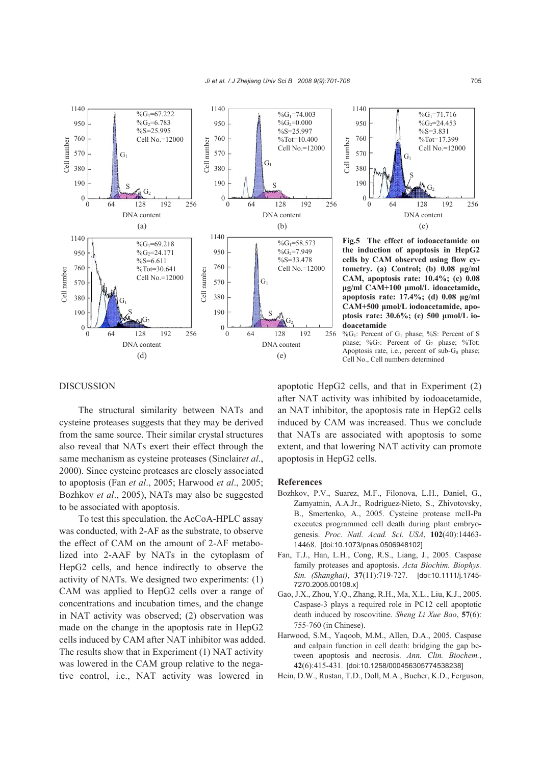**Fig.5 The effect of iodoacetamide on the induction of apoptosis in HepG2 cells by CAM observed using flow cytometry. (a) Control; (b) 0.08 μg/ml CAM, apoptosis rate: 10.4%; (c) 0.08 μg/ml CAM+100 μmol/L idoacetamide, apoptosis rate: 17.4%; (d) 0.08 μg/ml CAM+500 μmol/L iodoacetamide, apoptosis rate: 30.6%; (e) 500 μmol/L iodoacetamide**

%$G_1$: Percent of $G_1$ phase; %S: Percent of S phase; %$G_2$: Percent of $G_2$ phase; %Tot: Apoptosis rate, i.e., percent of sub-$G_0$ phase; Cell No., Cell numbers determined

## DISCUSSION

The structural similarity between NATs and cysteine proteases suggests that they may be derived from the same source. Their similar crystal structures also reveal that NATs exert their effect through the same mechanism as cysteine proteases (Sinclair*et al*., 2000). Since cysteine proteases are closely associated to apoptosis (Fan *et al*., 2005; Harwood *et al*., 2005; Bozhkov *et al*., 2005), NATs may also be suggested to be associated with apoptosis.

To test this speculation, the AcCoA-HPLC assay was conducted, with 2-AF as the substrate, to observe the effect of CAM on the amount of 2-AF metabolized into 2-AAF by NATs in the cytoplasm of HepG2 cells, and hence indirectly to observe the activity of NATs. We designed two experiments: (1) CAM was applied to HepG2 cells over a range of concentrations and incubation times, and the change in NAT activity was observed; (2) observation was made on the change in the apoptosis rate in HepG2 cells induced by CAM after NAT inhibitor was added. The results show that in Experiment (1) NAT activity was lowered in the CAM group relative to the negative control, i.e., NAT activity was lowered in apoptotic HepG2 cells, and that in Experiment (2) after NAT activity was inhibited by iodoacetamide, an NAT inhibitor, the apoptosis rate in HepG2 cells induced by CAM was increased. Thus we conclude that NATs are associated with apoptosis to some extent, and that lowering NAT activity can promote apoptosis in HepG2 cells.

## References

Bozhkov, P.V., Suarez, M.F., Filonova, L.H., Daniel, G., Zamyatnin, A.A.Jr., Rodriguez-Nieto, S., Zhivotovsky, B., Smertenko, A., 2005. Cysteine protease mcII-Pa executes programmed cell death during plant embryogenesis. *Proc. Natl. Acad. Sci. USA*, **102**(40):14463-14468. [doi:10.1073/pnas.0506948102]

Fan, T.J., Han, L.H., Cong, R.S., Liang, J., 2005. Caspase family proteases and apoptosis. *Acta Biochim. Biophys. Sin. (Shanghai)*, **37**(11):719-727. [doi:10.1111/j.1745-7270.2005.00108.x]

Gao, J.X., Zhou, Y.Q., Zhang, R.H., Ma, X.L., Liu, K.J., 2005. Caspase-3 plays a required role in PC12 cell apoptotic death induced by roscovitine. *Sheng Li Xue Bao*, **57**(6):755-760 (in Chinese).

Harwood, S.M., Yaqoob, M.M., Allen, D.A., 2005. Caspase and calpain function in cell death: bridging the gap between apoptosis and necrosis. *Ann. Clin. Biochem.*, **42**(6):415-431. [doi:10.1258/000456305774538238]

Hein, D.W., Rustan, T.D., Doll, M.A., Bucher, K.D., Ferguson,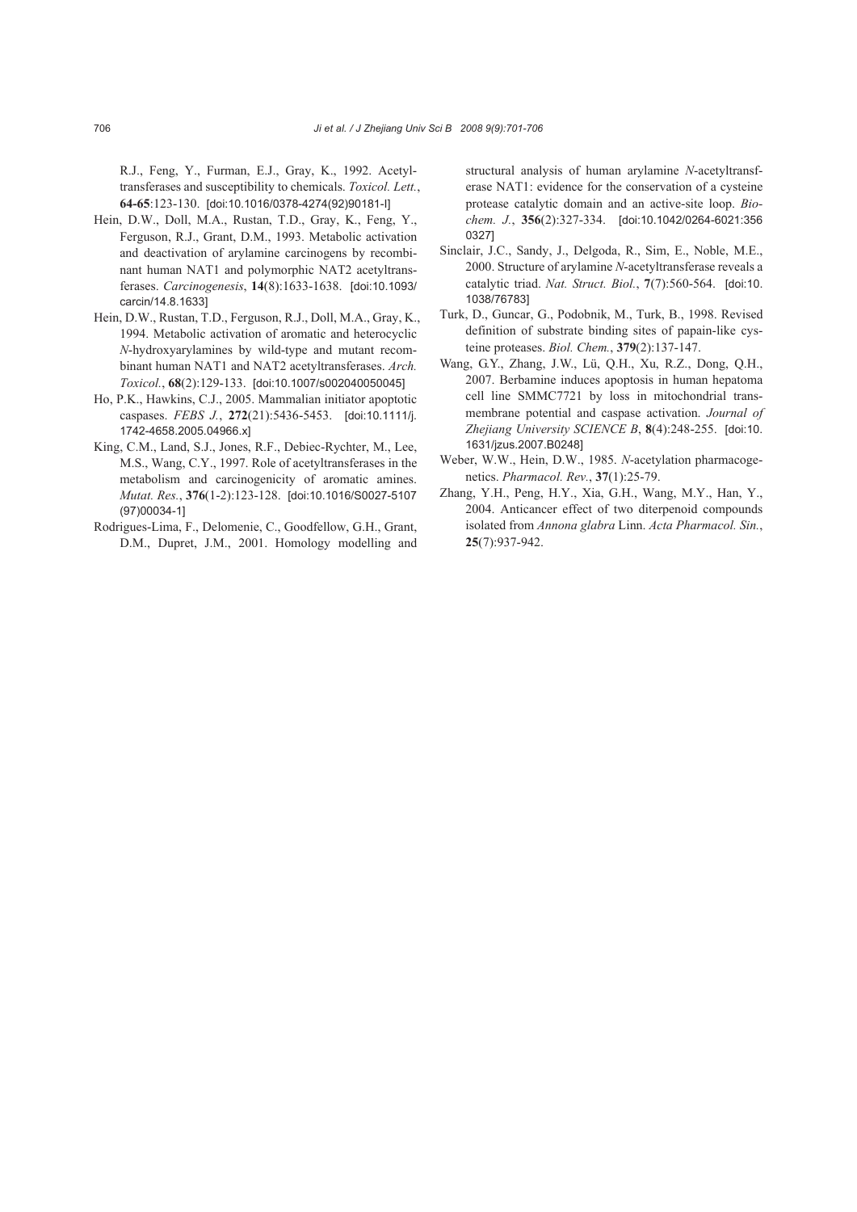R.J., Feng, Y., Furman, E.J., Gray, K., 1992. Acetyltransferases and susceptibility to chemicals. *Toxicol. Lett.*, **64-65**:123-130. [doi:10.1016/0378-4274(92)90181-I]

Hein, D.W., Doll, M.A., Rustan, T.D., Gray, K., Feng, Y., Ferguson, R.J., Grant, D.M., 1993. Metabolic activation and deactivation of arylamine carcinogens by recombinant human NAT1 and polymorphic NAT2 acetyltransferases. *Carcinogenesis*, **14**(8):1633-1638. [doi:10.1093/carcin/14.8.1633]

Hein, D.W., Rustan, T.D., Ferguson, R.J., Doll, M.A., Gray, K., 1994. Metabolic activation of aromatic and heterocyclic *N*-hydroxyarylamines by wild-type and mutant recombinant human NAT1 and NAT2 acetyltransferases. *Arch. Toxicol.*, **68**(2):129-133. [doi:10.1007/s002040050045]

Ho, P.K., Hawkins, C.J., 2005. Mammalian initiator apoptotic caspases. *FEBS J.*, **272**(21):5436-5453. [doi:10.1111/j.1742-4658.2005.04966.x]

King, C.M., Land, S.J., Jones, R.F., Debiec-Rychter, M., Lee, M.S., Wang, C.Y., 1997. Role of acetyltransferases in the metabolism and carcinogenicity of aromatic amines. *Mutat. Res.*, **376**(1-2):123-128. [doi:10.1016/S0027-5107(97)00034-1]

Rodrigues-Lima, F., Delomenie, C., Goodfellow, G.H., Grant, D.M., Dupret, J.M., 2001. Homology modelling and structural analysis of human arylamine *N*-acetyltransferase NAT1: evidence for the conservation of a cysteine protease catalytic domain and an active-site loop. *Biochem. J.*, **356**(2):327-334. [doi:10.1042/0264-6021:3560327]

Sinclair, J.C., Sandy, J., Delgoda, R., Sim, E., Noble, M.E., 2000. Structure of arylamine *N*-acetyltransferase reveals a catalytic triad. *Nat. Struct. Biol.*, **7**(7):560-564. [doi:10.1038/76783]

Turk, D., Guncar, G., Podobnik, M., Turk, B., 1998. Revised definition of substrate binding sites of papain-like cysteine proteases. *Biol. Chem.*, **379**(2):137-147.

Wang, G.Y., Zhang, J.W., Lü, Q.H., Xu, R.Z., Dong, Q.H., 2007. Berbamine induces apoptosis in human hepatoma cell line SMMC7721 by loss in mitochondrial transmembrane potential and caspase activation. *Journal of Zhejiang University SCIENCE B*, **8**(4):248-255. [doi:10.1631/jzus.2007.B0248]

Weber, W.W., Hein, D.W., 1985. *N*-acetylation pharmacogenetics. *Pharmacol. Rev.*, **37**(1):25-79.

Zhang, Y.H., Peng, H.Y., Xia, G.H., Wang, M.Y., Han, Y., 2004. Anticancer effect of two diterpenoid compounds isolated from *Annona glabra* Linn. *Acta Pharmacol. Sin.*, **25**(7):937-942.